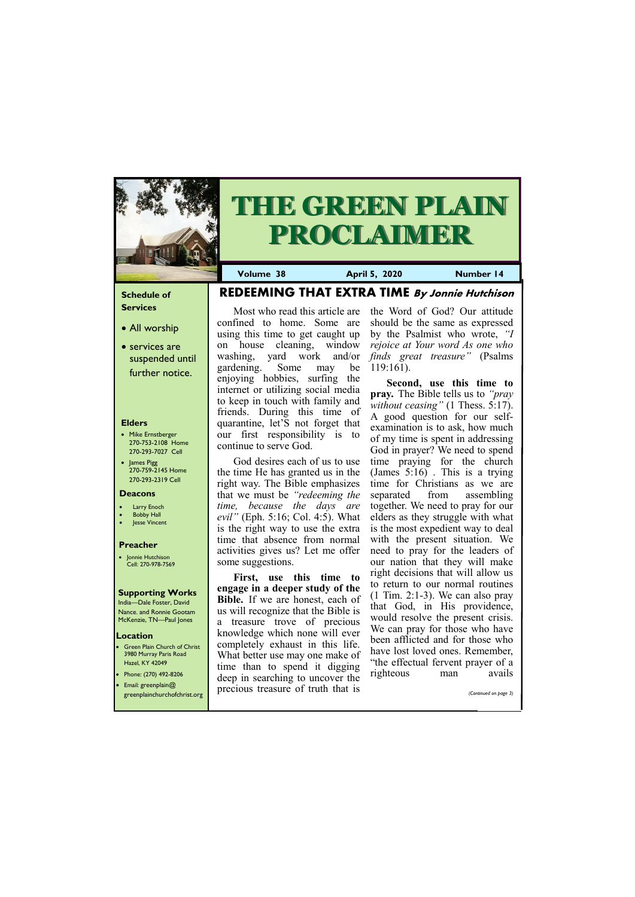# THE GREEN PLAIN PROCLAIMER

**Volume 38** **April 5, 2020** **Number 14**

### Schedule of Services

- All worship
- services are suspended until further notice.

### Elders

- Mike Ernstberger
  270-753-2108 Home
  270-293-7027 Cell
- James Pigg
  270-759-2145 Home
  270-293-2319 Cell

### Deacons

- Larry Enoch
- Bobby Hall
- Jesse Vincent

### Preacher

- Jonnie Hutchison
  Cell: 270-978-7569

### Supporting Works

India—Dale Foster, David Nance. and Ronnie Gootam
McKenzie, TN—Paul Jones

### Location

- Green Plain Church of Christ
  3980 Murray Paris Road
  Hazel, KY 42049
- Phone: (270) 492-8206
- Email: greenplain@greenplainchurchofchrist.org

## REDEEMING THAT EXTRA TIME *By Jonnie Hutchison*

Most who read this article are confined to home. Some are using this time to get caught up on house cleaning, window washing, yard work and/or gardening. Some may be enjoying hobbies, surfing the internet or utilizing social media to keep in touch with family and friends. During this time of quarantine, let'S not forget that our first responsibility is to continue to serve God.

God desires each of us to use the time He has granted us in the right way. The Bible emphasizes that we must be *"redeeming the time, because the days are evil"* (Eph. 5:16; Col. 4:5). What is the right way to use the extra time that absence from normal activities gives us? Let me offer some suggestions.

**First, use this time to engage in a deeper study of the Bible.** If we are honest, each of us will recognize that the Bible is a treasure trove of precious knowledge which none will ever completely exhaust in this life. What better use may one make of time than to spend it digging deep in searching to uncover the precious treasure of truth that is the Word of God? Our attitude should be the same as expressed by the Psalmist who wrote, *"I rejoice at Your word As one who finds great treasure"* (Psalms 119:161).

**Second, use this time to pray.** The Bible tells us to *"pray without ceasing"* (1 Thess. 5:17). A good question for our self-examination is to ask, how much of my time is spent in addressing God in prayer? We need to spend time praying for the church (James 5:16) . This is a trying time for Christians as we are separated from assembling together. We need to pray for our elders as they struggle with what is the most expedient way to deal with the present situation. We need to pray for the leaders of our nation that they will make right decisions that will allow us to return to our normal routines (1 Tim. 2:1-3). We can also pray that God, in His providence, would resolve the present crisis. We can pray for those who have been afflicted and for those who have lost loved ones. Remember, "the effectual fervent prayer of a righteous man avails

*(Continued on page 3)*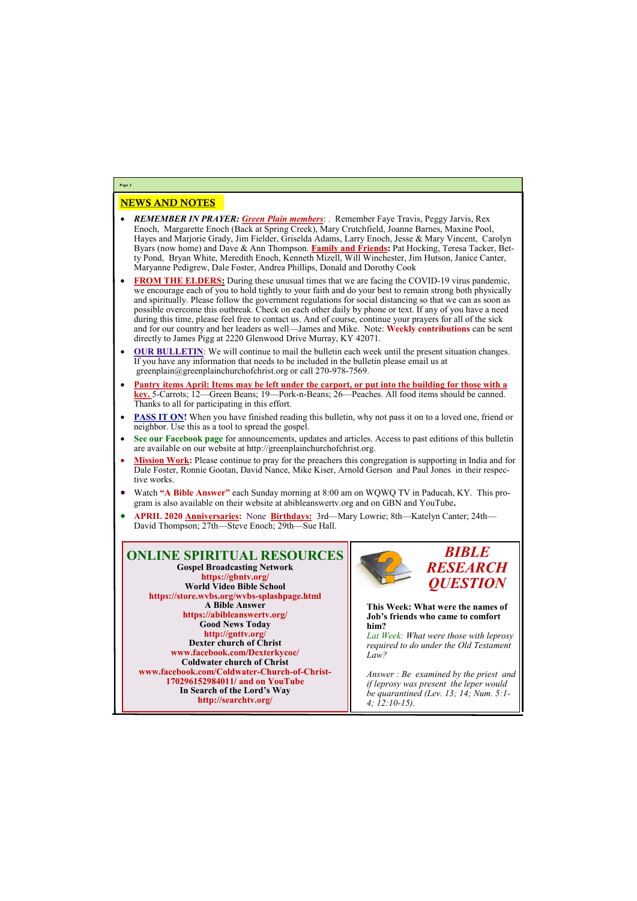## NEWS AND NOTES

- ***REMEMBER IN PRAYER:*** ***Green Plain members***: . Remember Faye Travis, Peggy Jarvis, Rex Enoch, Margarette Enoch (Back at Spring Creek), Mary Crutchfield, Joanne Barnes, Maxine Pool, Hayes and Marjorie Grady, Jim Fielder, Griselda Adams, Larry Enoch, Jesse & Mary Vincent, Carolyn Byars (now home) and Dave & Ann Thompson. **Family and Friends:** Pat Hocking, Teresa Tacker, Betty Pond, Bryan White, Meredith Enoch, Kenneth Mizell, Will Winchester, Jim Hutson, Janice Canter, Maryanne Pedigrew, Dale Foster, Andrea Phillips, Donald and Dorothy Cook
- **FROM THE ELDERS:** During these unusual times that we are facing the COVID-19 virus pandemic, we encourage each of you to hold tightly to your faith and do your best to remain strong both physically and spiritually. Please follow the government regulations for social distancing so that we can as soon as possible overcome this outbreak. Check on each other daily by phone or text. If any of you have a need during this time, please feel free to contact us. And of course, continue your prayers for all of the sick and for our country and her leaders as well—James and Mike. Note: **Weekly contributions** can be sent directly to James Pigg at 2220 Glenwood Drive Murray, KY 42071.
- **OUR BULLETIN**: We will continue to mail the bulletin each week until the present situation changes. If you have any information that needs to be included in the bulletin please email us at greenplain@greenplainchurchofchrist.org or call 270-978-7569.
- **Pantry items April: Items may be left under the carport, or put into the building for those with a key.** 5-Carrots; 12—Green Beans; 19—Pork-n-Beans; 26—Peaches. All food items should be canned. Thanks to all for participating in this effort.
- **PASS IT ON!** When you have finished reading this bulletin, why not pass it on to a loved one, friend or neighbor. Use this as a tool to spread the gospel.
- **See our Facebook page** for announcements, updates and articles. Access to past editions of this bulletin are available on our website at http://greenplainchurchofchrist.org.
- **Mission Work:** Please continue to pray for the preachers this congregation is supporting in India and for Dale Foster, Ronnie Gootan, David Nance, Mike Kiser, Arnold Gerson and Paul Jones in their respective works.
- Watch **"A Bible Answer"** each Sunday morning at 8:00 am on WQWQ TV in Paducah, KY. This program is also available on their website at abibleanswertv.org and on GBN and YouTube**.**
- **APRIL 2020 Anniversaries:** None **Birthdays:** 3rd—Mary Lowrie; 8th—Katelyn Canter; 24th—David Thompson; 27th—Steve Enoch; 29th—Sue Hall.

## ONLINE SPIRITUAL RESOURCES

**Gospel Broadcasting Network**
**https://gbntv.org/**
**World Video Bible School**
**https://store.wvbs.org/wvbs-splashpage.html**
**A Bible Answer**
**https://abibleanswertv.org/**
**Good News Today**
**http://gnttv.org/**
**Dexter church of Christ**
**www.facebook.com/Dexterkycoc/**
**Coldwater church of Christ**
**www.facebook.com/Coldwater-Church-of-Christ-170296152984011/ and on YouTube**
**In Search of the Lord's Way**
**http://searchtv.org/**

## *BIBLE RESEARCH QUESTION*

**This Week: What were the names of Job's friends who came to comfort him?**

*Lat Week: What were those with leprosy required to do under the Old Testament Law?*

*Answer : Be examined by the priest and if leprosy was present the leper would be quarantined (Lev. 13; 14; Num. 5:1-4; 12:10-15).*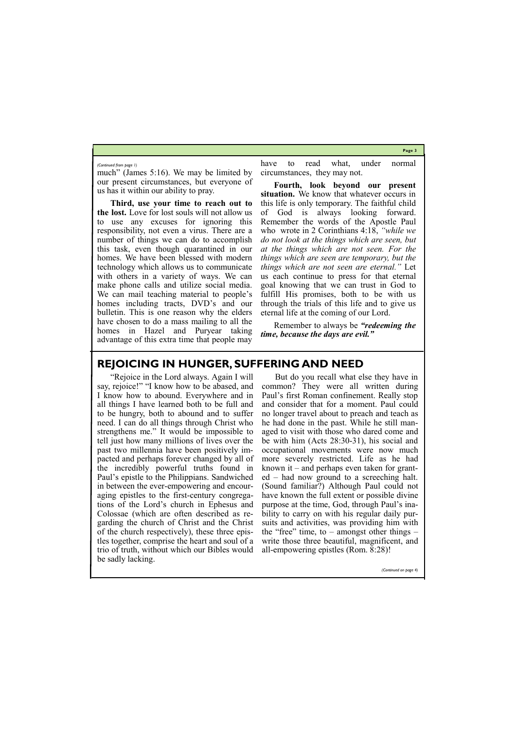*(Continued from page 1)*

much" (James 5:16). We may be limited by our present circumstances, but everyone of us has it within our ability to pray.

**Third, use your time to reach out to the lost.** Love for lost souls will not allow us to use any excuses for ignoring this responsibility, not even a virus. There are a number of things we can do to accomplish this task, even though quarantined in our homes. We have been blessed with modern technology which allows us to communicate with others in a variety of ways. We can make phone calls and utilize social media. We can mail teaching material to people's homes including tracts, DVD's and our bulletin. This is one reason why the elders have chosen to do a mass mailing to all the homes in Hazel and Puryear taking advantage of this extra time that people may have to read what, under normal circumstances, they may not.

**Fourth, look beyond our present situation.** We know that whatever occurs in this life is only temporary. The faithful child of God is always looking forward. Remember the words of the Apostle Paul who wrote in 2 Corinthians 4:18, *"while we do not look at the things which are seen, but at the things which are not seen. For the things which are seen are temporary, but the things which are not seen are eternal."* Let us each continue to press for that eternal goal knowing that we can trust in God to fulfill His promises, both to be with us through the trials of this life and to give us eternal life at the coming of our Lord.

Remember to always be ***"redeeming the time, because the days are evil."***

## REJOICING IN HUNGER, SUFFERING AND NEED

"Rejoice in the Lord always. Again I will say, rejoice!" "I know how to be abased, and I know how to abound. Everywhere and in all things I have learned both to be full and to be hungry, both to abound and to suffer need. I can do all things through Christ who strengthens me." It would be impossible to tell just how many millions of lives over the past two millennia have been positively impacted and perhaps forever changed by all of the incredibly powerful truths found in Paul's epistle to the Philippians. Sandwiched in between the ever-empowering and encouraging epistles to the first-century congregations of the Lord's church in Ephesus and Colossae (which are often described as regarding the church of Christ and the Christ of the church respectively), these three epistles together, comprise the heart and soul of a trio of truth, without which our Bibles would be sadly lacking.

But do you recall what else they have in common? They were all written during Paul's first Roman confinement. Really stop and consider that for a moment. Paul could no longer travel about to preach and teach as he had done in the past. While he still managed to visit with those who dared come and be with him (Acts 28:30-31), his social and occupational movements were now much more severely restricted. Life as he had known it – and perhaps even taken for granted – had now ground to a screeching halt. (Sound familiar?) Although Paul could not have known the full extent or possible divine purpose at the time, God, through Paul's inability to carry on with his regular daily pursuits and activities, was providing him with the "free" time, to – amongst other things – write those three beautiful, magnificent, and all-empowering epistles (Rom. 8:28)!

*(Continued on page 4)*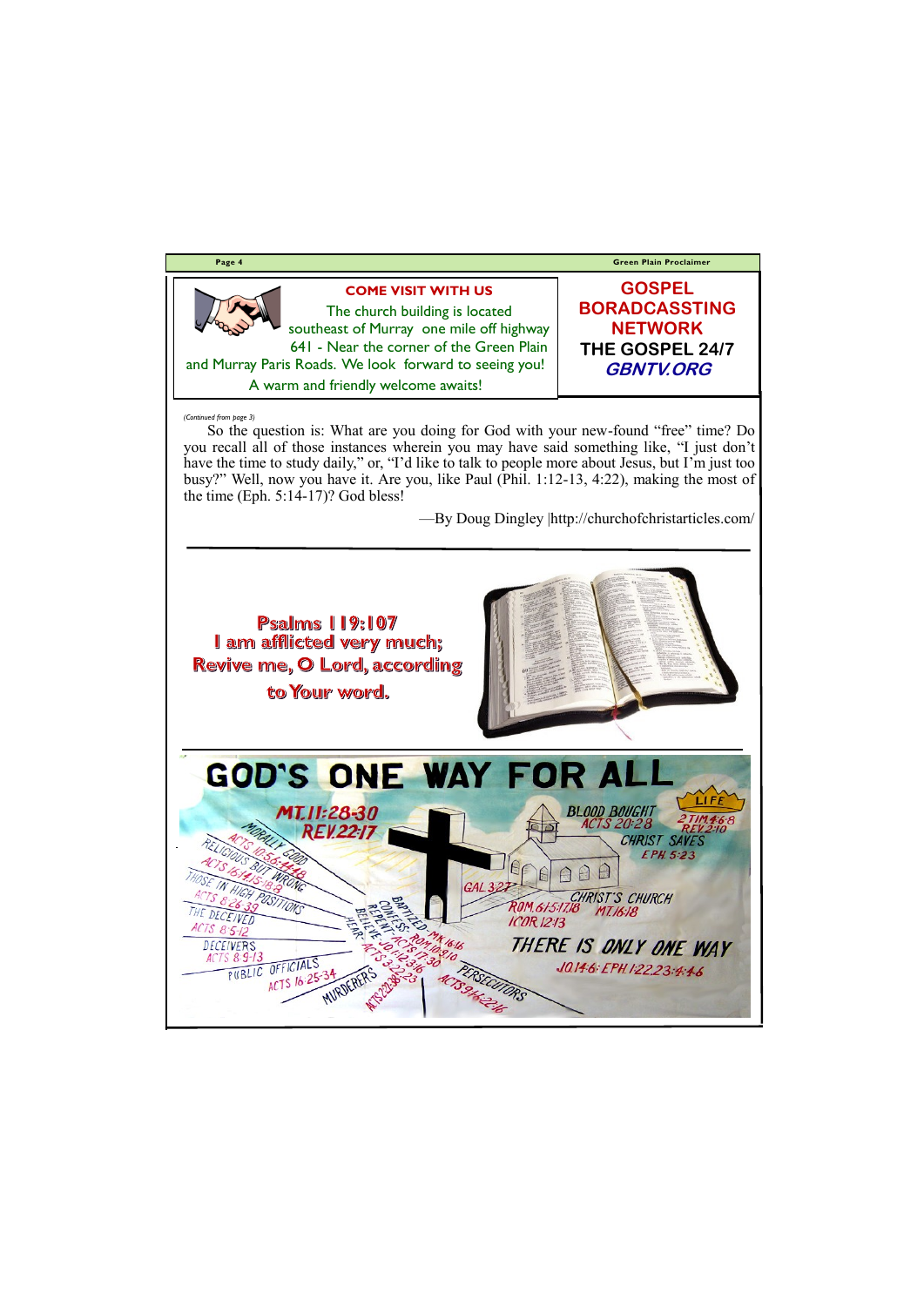## COME VISIT WITH US

The church building is located southeast of Murray one mile off highway 641 - Near the corner of the Green Plain and Murray Paris Roads. We look forward to seeing you! A warm and friendly welcome awaits!

## GOSPEL BORADCASSTING NETWORK

**THE GOSPEL 24/7**

***GBNTV.ORG***

*(Continued from page 3)*

So the question is: What are you doing for God with your new-found "free" time? Do you recall all of those instances wherein you may have said something like, "I just don't have the time to study daily," or, "I'd like to talk to people more about Jesus, but I'm just too busy?" Well, now you have it. Are you, like Paul (Phil. 1:12-13, 4:22), making the most of the time (Eph. 5:14-17)? God bless!

—By Doug Dingley |http://churchofchristarticles.com/

---

**Psalms 119:107**
**I am afflicted very much;**
**Revive me, O Lord, according to Your word.**

---

# GOD'S ONE WAY FOR ALL

MT.11:28-30
REV.22:17

MORALLY GOOD
ACTS 10:56:44-48
RELIGIOUS BUT WRONG
ACTS 16:14,15;18:8
THOSE IN HIGH POSITIONS
ACTS 8:26-39
THE DECEIVED
ACTS 8:5-12
DECEIVERS
ACTS 8:9-13
PUBLIC OFFICIALS
ACTS 16:25-34
MURDERERS
ACTS 2:22,38

GAL 3:27

BAPTIZED-MK.16:16
CONFESS-ROM.10:9,10
REPENT-ACTS 17:30
BELIEVE-JO.8:24;3:16
HEAR-ACTS 3:22,23

PERSECUTORS
ACTS 9:1-6;22:16

BLOOD BOUGHT
ACTS 20:28

LIFE
2 TIM.4:6-8
REV.2:10

CHRIST SAVES
EPH.5:23

CHRIST'S CHURCH
ROM.6:15-17,18 MT.16:18
1COR.12:13

THERE IS ONLY ONE WAY
JO.14:6; EPH.1:22,23;4:4-6